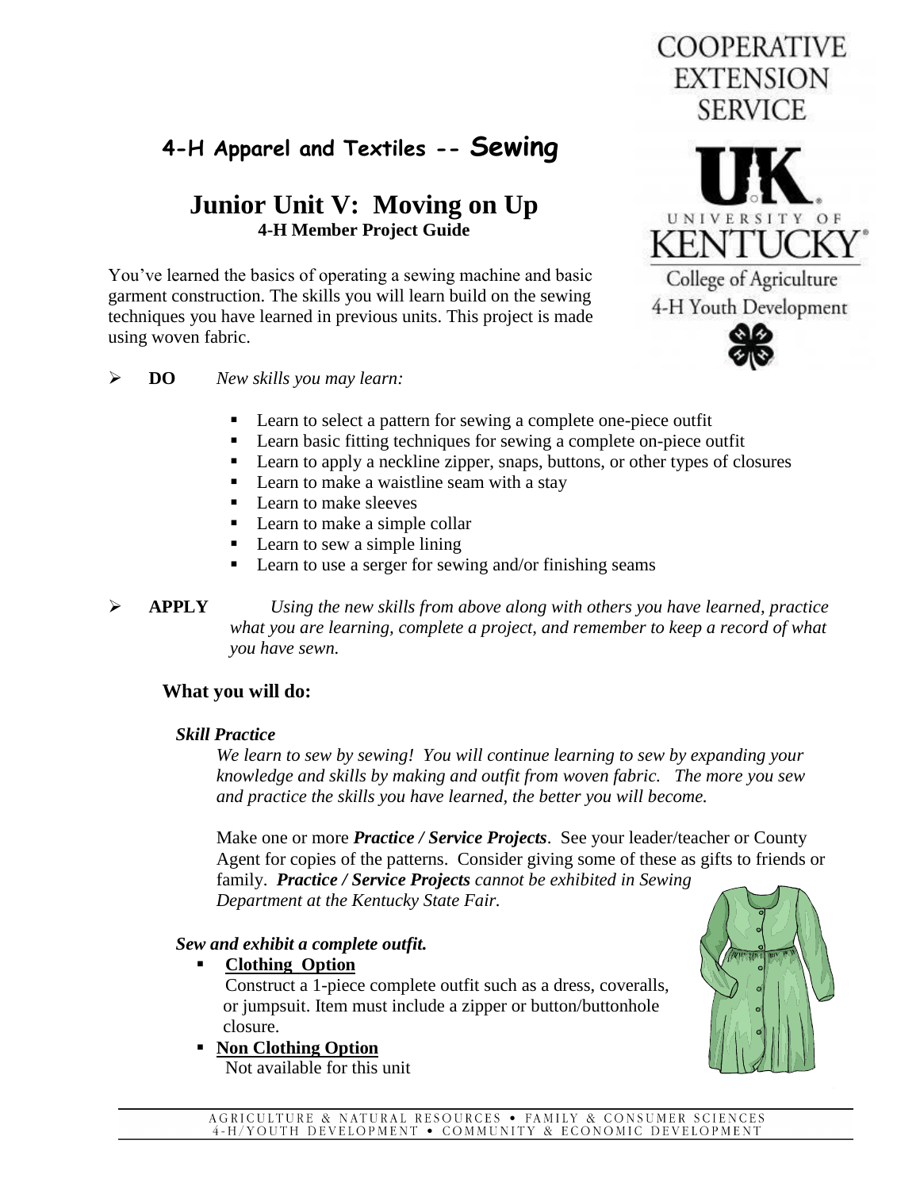# 4-H Apparel and Textiles -- Sewing

## Junior Unit V: Moving on Up

**4-H Member Project Guide**

COOPERATIVE EXTENSION SERVICE

UNIVERSITY OF KENTUCKY

College of Agriculture

4-H Youth Development

You've learned the basics of operating a sewing machine and basic garment construction. The skills you will learn build on the sewing techniques you have learned in previous units. This project is made using woven fabric.

- **DO** *New skills you may learn:*
  - Learn to select a pattern for sewing a complete one-piece outfit
  - Learn basic fitting techniques for sewing a complete on-piece outfit
  - Learn to apply a neckline zipper, snaps, buttons, or other types of closures
  - Learn to make a waistline seam with a stay
  - Learn to make sleeves
  - Learn to make a simple collar
  - Learn to sew a simple lining
  - Learn to use a serger for sewing and/or finishing seams
- **APPLY** *Using the new skills from above along with others you have learned, practice what you are learning, complete a project, and remember to keep a record of what you have sewn.*

### What you will do:

***Skill Practice***

*We learn to sew by sewing! You will continue learning to sew by expanding your knowledge and skills by making and outfit from woven fabric. The more you sew and practice the skills you have learned, the better you will become.*

Make one or more ***Practice / Service Projects***. See your leader/teacher or County Agent for copies of the patterns. Consider giving some of these as gifts to friends or family. ***Practice / Service Projects*** *cannot be exhibited in Sewing Department at the Kentucky State Fair.*

***Sew and exhibit a complete outfit.***

- **Clothing Option**
  
  Construct a 1-piece complete outfit such as a dress, coveralls, or jumpsuit. Item must include a zipper or button/buttonhole closure.
- **Non Clothing Option**
  
  Not available for this unit

AGRICULTURE & NATURAL RESOURCES • FAMILY & CONSUMER SCIENCES
4-H/YOUTH DEVELOPMENT • COMMUNITY & ECONOMIC DEVELOPMENT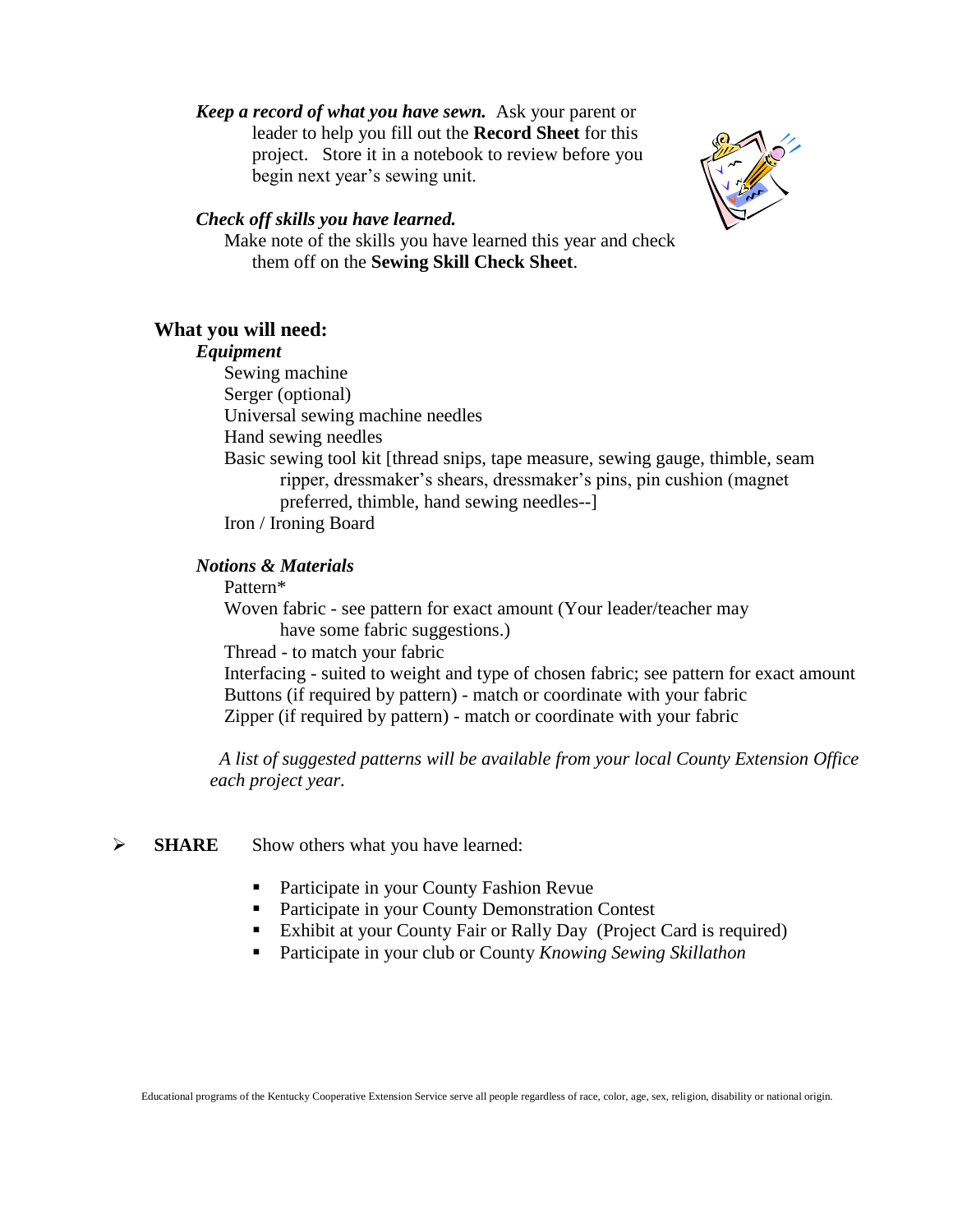***Keep a record of what you have sewn.*** Ask your parent or leader to help you fill out the **Record Sheet** for this project. Store it in a notebook to review before you begin next year's sewing unit.

***Check off skills you have learned.***
Make note of the skills you have learned this year and check them off on the **Sewing Skill Check Sheet**.

## What you will need:

***Equipment***

Sewing machine
Serger (optional)
Universal sewing machine needles
Hand sewing needles
Basic sewing tool kit [thread snips, tape measure, sewing gauge, thimble, seam ripper, dressmaker's shears, dressmaker's pins, pin cushion (magnet preferred, thimble, hand sewing needles--]
Iron / Ironing Board

***Notions & Materials***

Pattern*
Woven fabric - see pattern for exact amount (Your leader/teacher may have some fabric suggestions.)
Thread - to match your fabric
Interfacing - suited to weight and type of chosen fabric; see pattern for exact amount
Buttons (if required by pattern) - match or coordinate with your fabric
Zipper (if required by pattern) - match or coordinate with your fabric

*A list of suggested patterns will be available from your local County Extension Office each project year.*

- **SHARE** Show others what you have learned:
  - Participate in your County Fashion Revue
  - Participate in your County Demonstration Contest
  - Exhibit at your County Fair or Rally Day (Project Card is required)
  - Participate in your club or County *Knowing Sewing Skillathon*

Educational programs of the Kentucky Cooperative Extension Service serve all people regardless of race, color, age, sex, religion, disability or national origin.